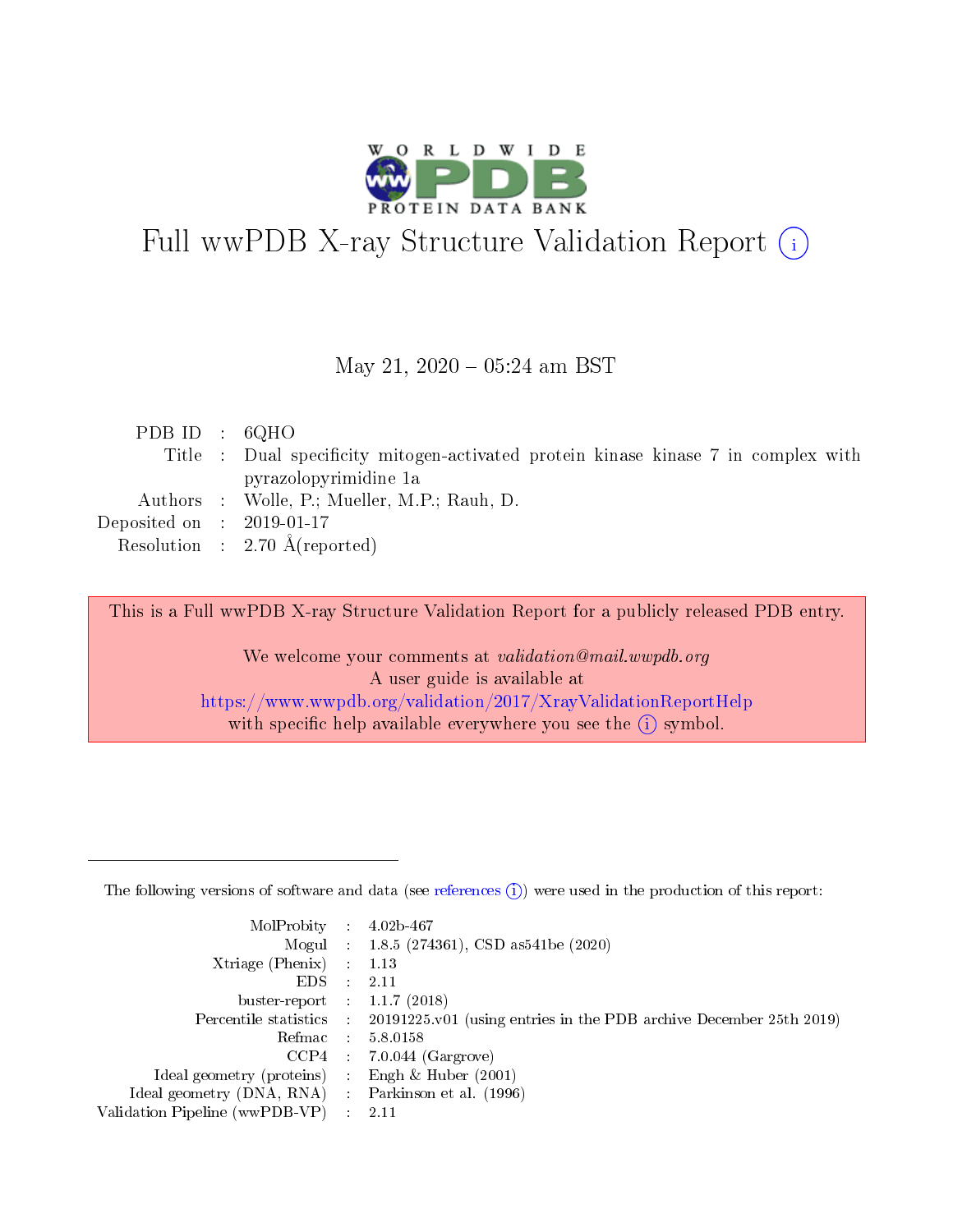# Full wwPDB X-ray Structure Validation Report (i)

May 21, 2020 – 05:24 am BST

| | | |
|---|---|---|
| PDB ID | : | 6QHO |
| Title | : | Dual specificity mitogen-activated protein kinase kinase 7 in complex with pyrazolopyrimidine 1a |
| Authors | : | Wolle, P.; Mueller, M.P.; Rauh, D. |
| Deposited on | : | 2019-01-17 |
| Resolution | : | 2.70 Å(reported) |

This is a Full wwPDB X-ray Structure Validation Report for a publicly released PDB entry.

We welcome your comments at *validation@mail.wwpdb.org*
A user guide is available at
https://www.wwpdb.org/validation/2017/XrayValidationReportHelp
with specific help available everywhere you see the (i) symbol.

---

The following versions of software and data (see references (i)) were used in the production of this report:

| | | |
|---|---|---|
| MolProbity | : | 4.02b-467 |
| Mogul | : | 1.8.5 (274361), CSD as541be (2020) |
| Xtriage (Phenix) | : | 1.13 |
| EDS | : | 2.11 |
| buster-report | : | 1.1.7 (2018) |
| Percentile statistics | : | 20191225.v01 (using entries in the PDB archive December 25th 2019) |
| Refmac | : | 5.8.0158 |
| CCP4 | : | 7.0.044 (Gargrove) |
| Ideal geometry (proteins) | : | Engh & Huber (2001) |
| Ideal geometry (DNA, RNA) | : | Parkinson et al. (1996) |
| Validation Pipeline (wwPDB-VP) | : | 2.11 |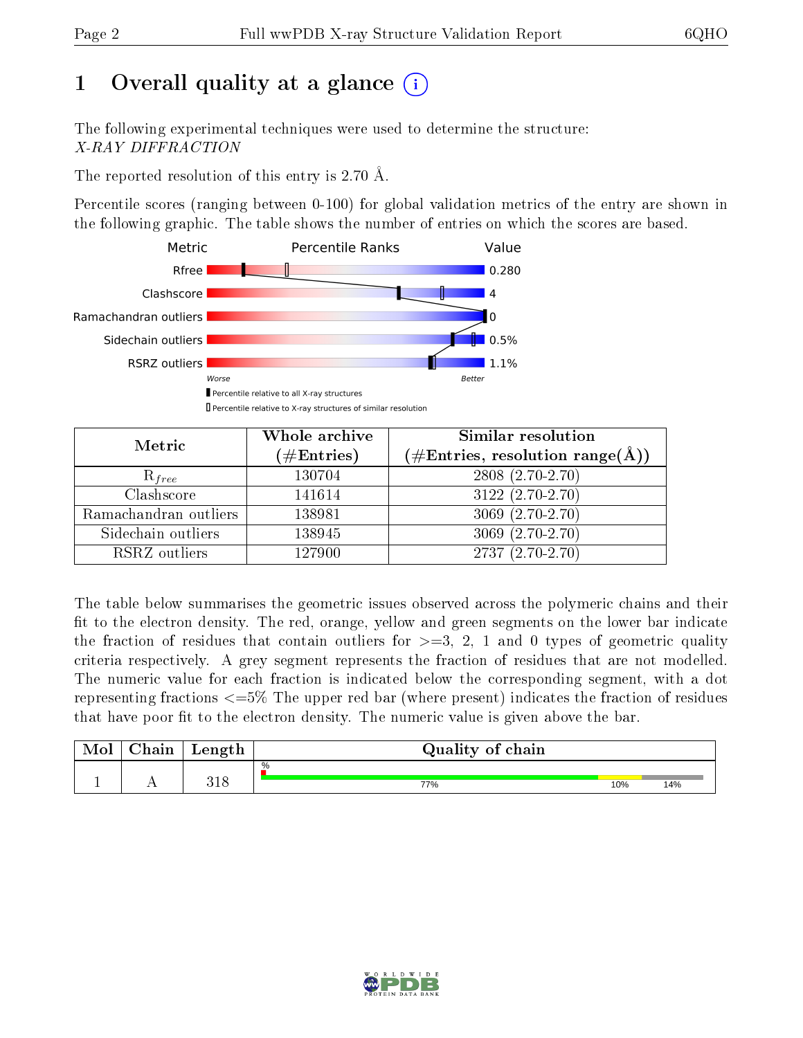# 1 Overall quality at a glance

The following experimental techniques were used to determine the structure:
*X-RAY DIFFRACTION*

The reported resolution of this entry is 2.70 Å.

Percentile scores (ranging between 0-100) for global validation metrics of the entry are shown in the following graphic. The table shows the number of entries on which the scores are based.

| Metric | Value |
|---|---|
| Rfree | 0.280 |
| Clashscore | 4 |
| Ramachandran outliers | 0 |
| Sidechain outliers | 0.5% |
| RSRZ outliers | 1.1% |

| Metric | Whole archive (#Entries) | Similar resolution (#Entries, resolution range(Å)) |
|---|---|---|
| $R_{free}$ | 130704 | 2808 (2.70-2.70) |
| Clashscore | 141614 | 3122 (2.70-2.70) |
| Ramachandran outliers | 138981 | 3069 (2.70-2.70) |
| Sidechain outliers | 138945 | 3069 (2.70-2.70) |
| RSRZ outliers | 127900 | 2737 (2.70-2.70) |

The table below summarises the geometric issues observed across the polymeric chains and their fit to the electron density. The red, orange, yellow and green segments on the lower bar indicate the fraction of residues that contain outliers for >=3, 2, 1 and 0 types of geometric quality criteria respectively. A grey segment represents the fraction of residues that are not modelled. The numeric value for each fraction is indicated below the corresponding segment, with a dot representing fractions <=5% The upper red bar (where present) indicates the fraction of residues that have poor fit to the electron density. The numeric value is given above the bar.

| Mol | Chain | Length | Quality of chain |
|---|---|---|---|
| 1 | A | 318 | 77% / 10% / 14% |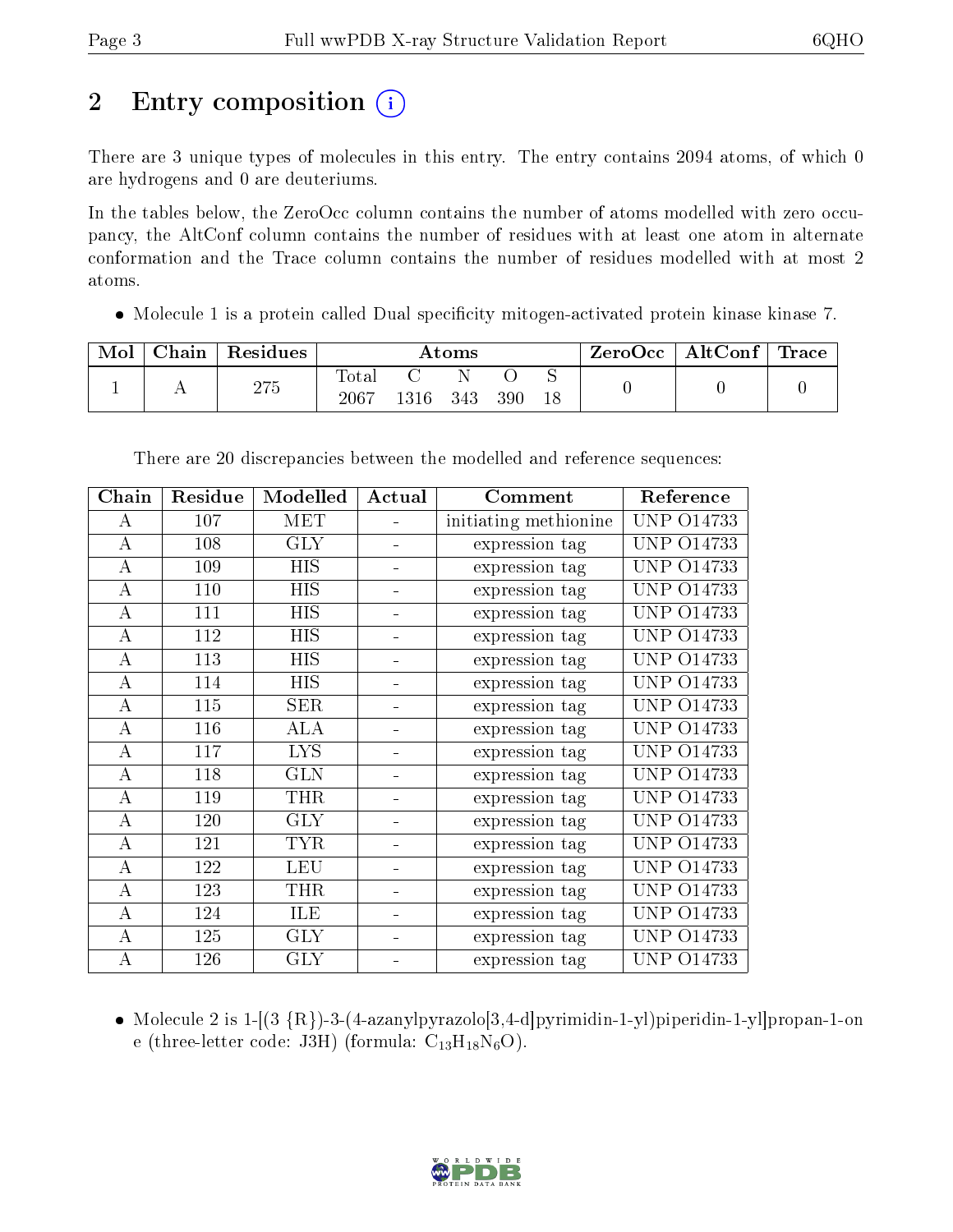# 2 Entry composition

There are 3 unique types of molecules in this entry. The entry contains 2094 atoms, of which 0 are hydrogens and 0 are deuteriums.

In the tables below, the ZeroOcc column contains the number of atoms modelled with zero occupancy, the AltConf column contains the number of residues with at least one atom in alternate conformation and the Trace column contains the number of residues modelled with at most 2 atoms.

- Molecule 1 is a protein called Dual specificity mitogen-activated protein kinase kinase 7.

| Mol | Chain | Residues | Atoms | | | | | ZeroOcc | AltConf | Trace |
|---|---|---|---|---|---|---|---|---|---|---|
| 1 | A | 275 | Total | C | N | O | S | 0 | 0 | 0 |
| | | | 2067 | 1316 | 343 | 390 | 18 | | | |

There are 20 discrepancies between the modelled and reference sequences:

| Chain | Residue | Modelled | Actual | Comment | Reference |
|---|---|---|---|---|---|
| A | 107 | MET | - | initiating methionine | UNP O14733 |
| A | 108 | GLY | - | expression tag | UNP O14733 |
| A | 109 | HIS | - | expression tag | UNP O14733 |
| A | 110 | HIS | - | expression tag | UNP O14733 |
| A | 111 | HIS | - | expression tag | UNP O14733 |
| A | 112 | HIS | - | expression tag | UNP O14733 |
| A | 113 | HIS | - | expression tag | UNP O14733 |
| A | 114 | HIS | - | expression tag | UNP O14733 |
| A | 115 | SER | - | expression tag | UNP O14733 |
| A | 116 | ALA | - | expression tag | UNP O14733 |
| A | 117 | LYS | - | expression tag | UNP O14733 |
| A | 118 | GLN | - | expression tag | UNP O14733 |
| A | 119 | THR | - | expression tag | UNP O14733 |
| A | 120 | GLY | - | expression tag | UNP O14733 |
| A | 121 | TYR | - | expression tag | UNP O14733 |
| A | 122 | LEU | - | expression tag | UNP O14733 |
| A | 123 | THR | - | expression tag | UNP O14733 |
| A | 124 | ILE | - | expression tag | UNP O14733 |
| A | 125 | GLY | - | expression tag | UNP O14733 |
| A | 126 | GLY | - | expression tag | UNP O14733 |

- Molecule 2 is 1-[(3 {R})-3-(4-azanylpyrazolo[3,4-d]pyrimidin-1-yl)piperidin-1-yl]propan-1-one (three-letter code: J3H) (formula: $C_{13}H_{18}N_6O$).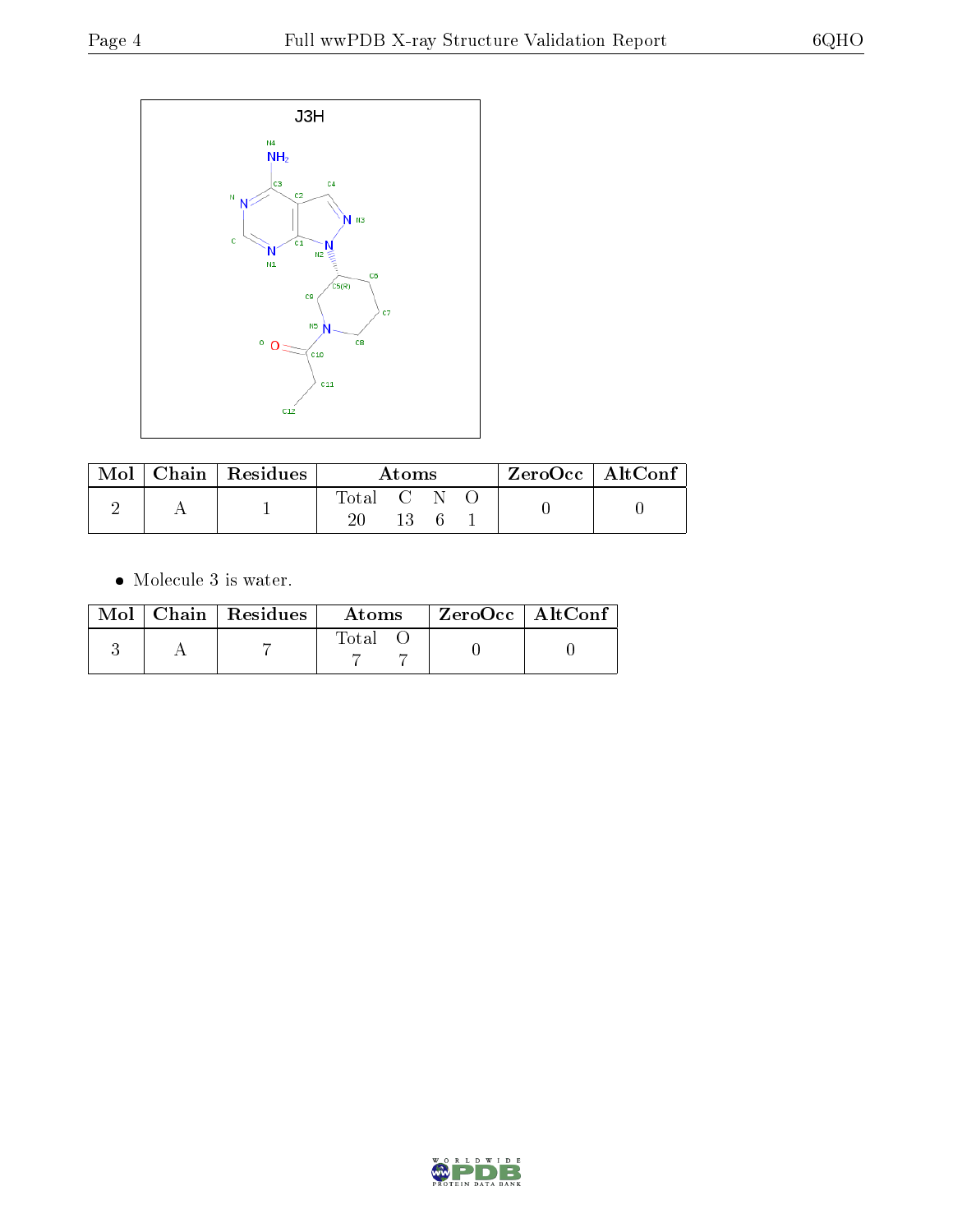J3H

| Mol | Chain | Residues | Atoms | | | | ZeroOcc | AltConf |
|---|---|---|---|---|---|---|---|---|
| | | | Total | C | N | O | | |
| 2 | A | 1 | 20 | 13 | 6 | 1 | 0 | 0 |

- Molecule 3 is water.

| Mol | Chain | Residues | Atoms | | ZeroOcc | AltConf |
|---|---|---|---|---|---|---|
| | | | Total | O | | |
| 3 | A | 7 | 7 | 7 | 0 | 0 |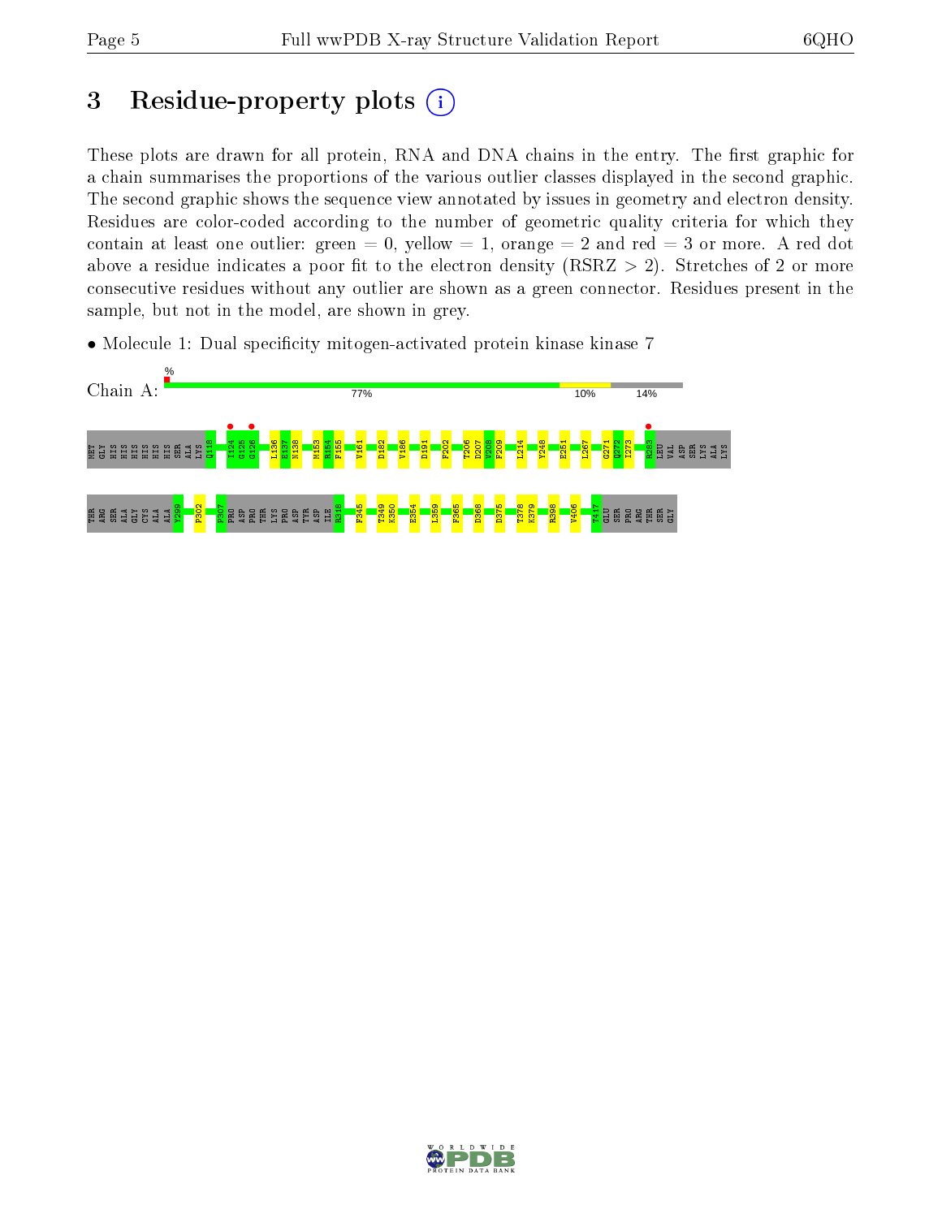# 3 Residue-property plots

These plots are drawn for all protein, RNA and DNA chains in the entry. The first graphic for a chain summarises the proportions of the various outlier classes displayed in the second graphic. The second graphic shows the sequence view annotated by issues in geometry and electron density. Residues are color-coded according to the number of geometric quality criteria for which they contain at least one outlier: green = 0, yellow = 1, orange = 2 and red = 3 or more. A red dot above a residue indicates a poor fit to the electron density (RSRZ > 2). Stretches of 2 or more consecutive residues without any outlier are shown as a green connector. Residues present in the sample, but not in the model, are shown in grey.

- Molecule 1: Dual specificity mitogen-activated protein kinase kinase 7

Chain A: % 77% 10% 14%

MET GLY HIS HIS HIS HIS HIS HIS SER ALA LYS Q118 I124 G125 G126 L136 E137 N138 M153 R154 F155 V161 D182 V186 D191 F202 T206 D207 V208 F209 L214 Y248 E251 L267 G271 Q272 I273 R283 LEU VAL ASP SER LYS ALA LYS

THR ARG SER ALA GLY CYS ALA ALA Y299 F302 P307 PRO ASP PRO THR LYS PRO ASP TYR ASP ILE R318 F345 T349 K350 E354 L359 F365 D368 D375 T378 K379 R398 V406 T417 GLU SER PRO ARG THR SER GLY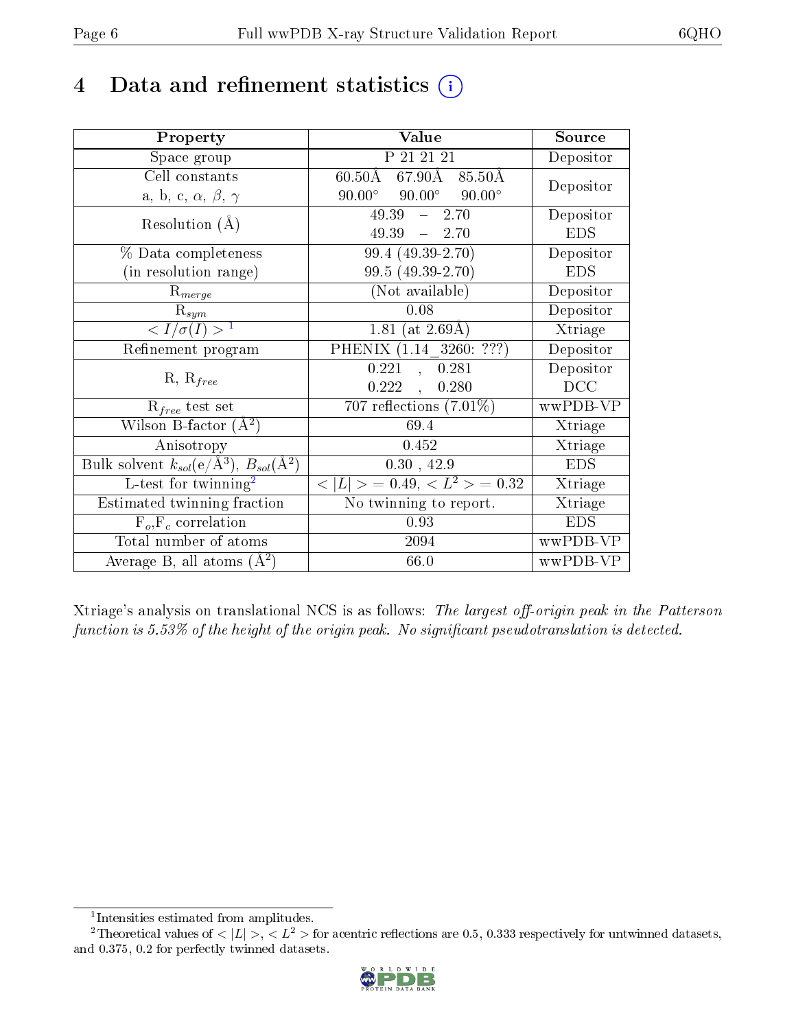# 4 Data and refinement statistics (i)

| Property | Value | Source |
|---|---|---|
| Space group | P 21 21 21 | Depositor |
| Cell constants<br>a, b, c, $\alpha$, $\beta$, $\gamma$ | 60.50Å 67.90Å 85.50Å<br>90.00° 90.00° 90.00° | Depositor |
| Resolution (Å) | 49.39 – 2.70<br>49.39 – 2.70 | Depositor<br>EDS |
| % Data completeness<br>(in resolution range) | 99.4 (49.39-2.70)<br>99.5 (49.39-2.70) | Depositor<br>EDS |
| $R_{merge}$ | (Not available) | Depositor |
| $R_{sym}$ | 0.08 | Depositor |
| $< I/\sigma(I) >$ [1] | 1.81 (at 2.69Å) | Xtriage |
| Refinement program | PHENIX (1.14_3260: ???) | Depositor |
| R, $R_{free}$ | 0.221 , 0.281<br>0.222 , 0.280 | Depositor<br>DCC |
| $R_{free}$ test set | 707 reflections (7.01%) | wwPDB-VP |
| Wilson B-factor (Å$^2$) | 69.4 | Xtriage |
| Anisotropy | 0.452 | Xtriage |
| Bulk solvent $k_{sol}$(e/Å$^3$), $B_{sol}$(Å$^2$) | 0.30 , 42.9 | EDS |
| L-test for twinning[2] | $< \|L\| >$ = 0.49, $< L^2 >$ = 0.32 | Xtriage |
| Estimated twinning fraction | No twinning to report. | Xtriage |
| $F_o$,$F_c$ correlation | 0.93 | EDS |
| Total number of atoms | 2094 | wwPDB-VP |
| Average B, all atoms (Å$^2$) | 66.0 | wwPDB-VP |

Xtriage's analysis on translational NCS is as follows: *The largest off-origin peak in the Patterson function is 5.53% of the height of the origin peak. No significant pseudotranslation is detected.*

[1] Intensities estimated from amplitudes.

[2] Theoretical values of $< |L| >$, $< L^2 >$ for acentric reflections are 0.5, 0.333 respectively for untwinned datasets, and 0.375, 0.2 for perfectly twinned datasets.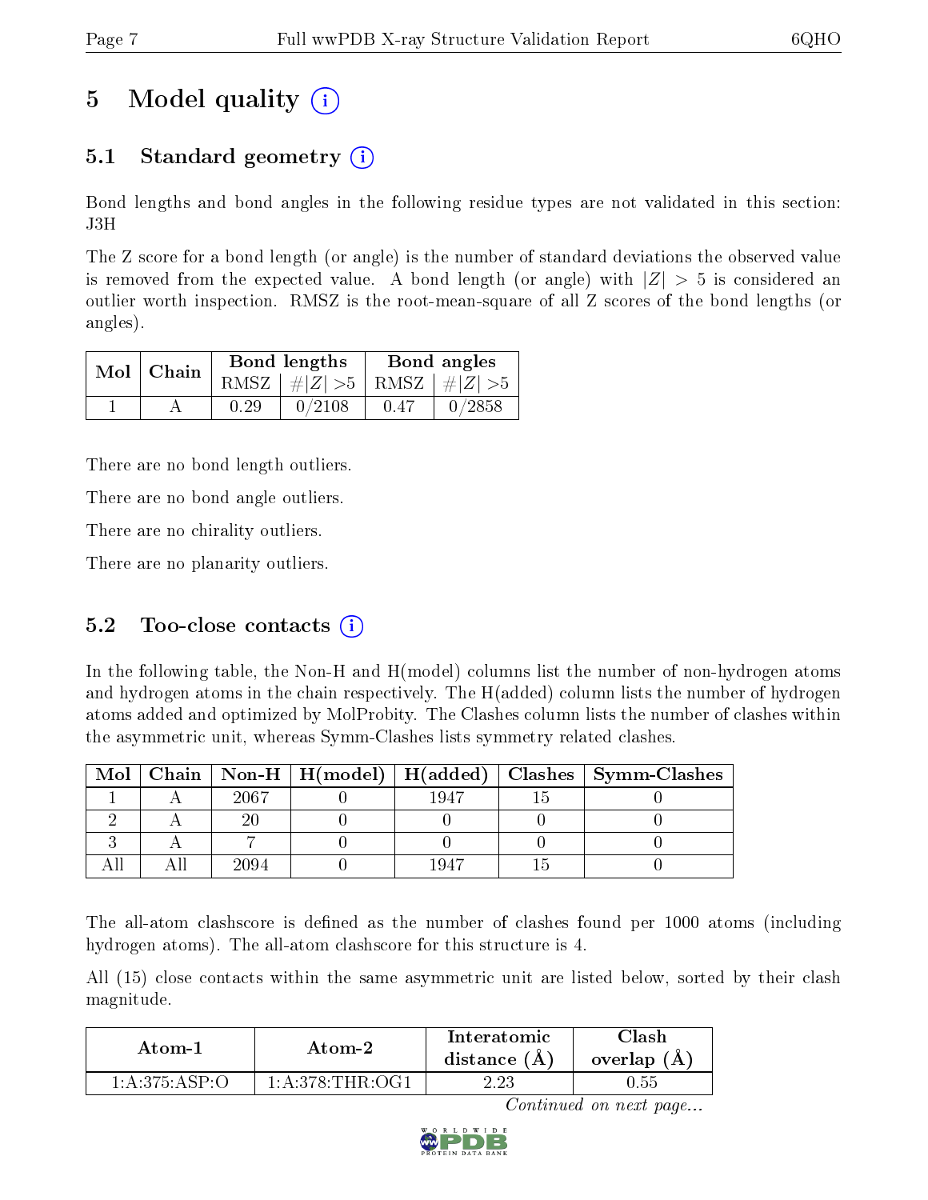# 5 Model quality

## 5.1 Standard geometry

Bond lengths and bond angles in the following residue types are not validated in this section: J3H

The Z score for a bond length (or angle) is the number of standard deviations the observed value is removed from the expected value. A bond length (or angle) with $|Z| > 5$ is considered an outlier worth inspection. RMSZ is the root-mean-square of all Z scores of the bond lengths (or angles).

| Mol | Chain | Bond lengths | | Bond angles | |
|---|---|---|---|---|---|
| | | RMSZ | $\#\|Z\| > 5$ | RMSZ | $\#\|Z\| > 5$ |
| 1 | A | 0.29 | 0/2108 | 0.47 | 0/2858 |

There are no bond length outliers.

There are no bond angle outliers.

There are no chirality outliers.

There are no planarity outliers.

## 5.2 Too-close contacts

In the following table, the Non-H and H(model) columns list the number of non-hydrogen atoms and hydrogen atoms in the chain respectively. The H(added) column lists the number of hydrogen atoms added and optimized by MolProbity. The Clashes column lists the number of clashes within the asymmetric unit, whereas Symm-Clashes lists symmetry related clashes.

| Mol | Chain | Non-H | H(model) | H(added) | Clashes | Symm-Clashes |
|---|---|---|---|---|---|---|
| 1 | A | 2067 | 0 | 1947 | 15 | 0 |
| 2 | A | 20 | 0 | 0 | 0 | 0 |
| 3 | A | 7 | 0 | 0 | 0 | 0 |
| All | All | 2094 | 0 | 1947 | 15 | 0 |

The all-atom clashscore is defined as the number of clashes found per 1000 atoms (including hydrogen atoms). The all-atom clashscore for this structure is 4.

All (15) close contacts within the same asymmetric unit are listed below, sorted by their clash magnitude.

| Atom-1 | Atom-2 | Interatomic distance (Å) | Clash overlap (Å) |
|---|---|---|---|
| 1:A:375:ASP:O | 1:A:378:THR:OG1 | 2.23 | 0.55 |

*Continued on next page...*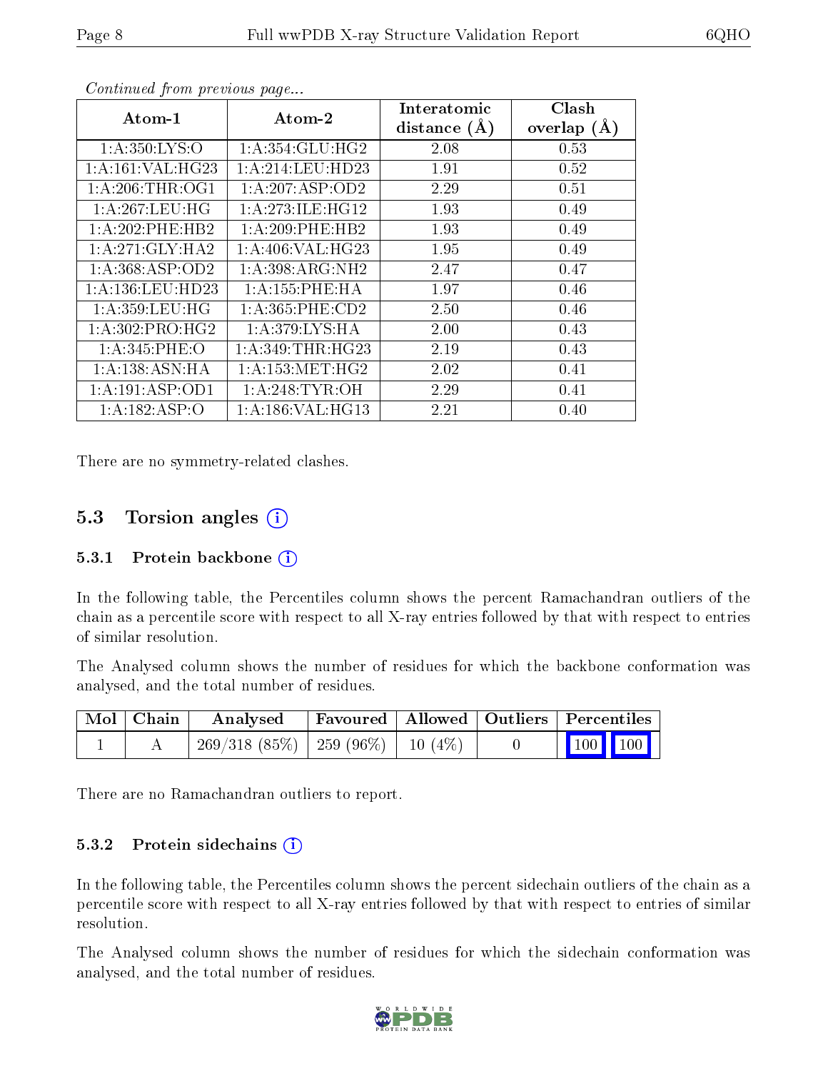*Continued from previous page...*

| Atom-1 | Atom-2 | Interatomic distance (Å) | Clash overlap (Å) |
|---|---|---|---|
| 1:A:350:LYS:O | 1:A:354:GLU:HG2 | 2.08 | 0.53 |
| 1:A:161:VAL:HG23 | 1:A:214:LEU:HD23 | 1.91 | 0.52 |
| 1:A:206:THR:OG1 | 1:A:207:ASP:OD2 | 2.29 | 0.51 |
| 1:A:267:LEU:HG | 1:A:273:ILE:HG12 | 1.93 | 0.49 |
| 1:A:202:PHE:HB2 | 1:A:209:PHE:HB2 | 1.93 | 0.49 |
| 1:A:271:GLY:HA2 | 1:A:406:VAL:HG23 | 1.95 | 0.49 |
| 1:A:368:ASP:OD2 | 1:A:398:ARG:NH2 | 2.47 | 0.47 |
| 1:A:136:LEU:HD23 | 1:A:155:PHE:HA | 1.97 | 0.46 |
| 1:A:359:LEU:HG | 1:A:365:PHE:CD2 | 2.50 | 0.46 |
| 1:A:302:PRO:HG2 | 1:A:379:LYS:HA | 2.00 | 0.43 |
| 1:A:345:PHE:O | 1:A:349:THR:HG23 | 2.19 | 0.43 |
| 1:A:138:ASN:HA | 1:A:153:MET:HG2 | 2.02 | 0.41 |
| 1:A:191:ASP:OD1 | 1:A:248:TYR:OH | 2.29 | 0.41 |
| 1:A:182:ASP:O | 1:A:186:VAL:HG13 | 2.21 | 0.40 |

There are no symmetry-related clashes.

## 5.3 Torsion angles

### 5.3.1 Protein backbone

In the following table, the Percentiles column shows the percent Ramachandran outliers of the chain as a percentile score with respect to all X-ray entries followed by that with respect to entries of similar resolution.

The Analysed column shows the number of residues for which the backbone conformation was analysed, and the total number of residues.

| Mol | Chain | Analysed | Favoured | Allowed | Outliers | Percentiles |
|---|---|---|---|---|---|---|
| 1 | A | 269/318 (85%) | 259 (96%) | 10 (4%) | 0 | 100 100 |

There are no Ramachandran outliers to report.

### 5.3.2 Protein sidechains

In the following table, the Percentiles column shows the percent sidechain outliers of the chain as a percentile score with respect to all X-ray entries followed by that with respect to entries of similar resolution.

The Analysed column shows the number of residues for which the sidechain conformation was analysed, and the total number of residues.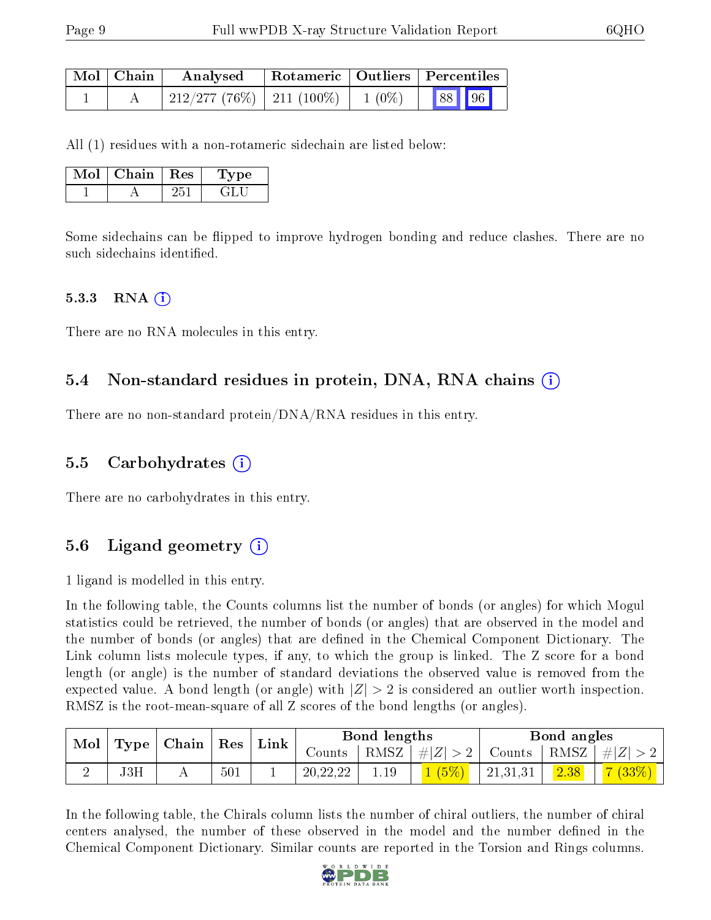| Mol | Chain | Analysed | Rotameric | Outliers | Percentiles | |
|---|---|---|---|---|---|---|
| 1 | A | 212/277 (76%) | 211 (100%) | 1 (0%) | 88 | 96 |

All (1) residues with a non-rotameric sidechain are listed below:

| Mol | Chain | Res | Type |
|---|---|---|---|
| 1 | A | 251 | GLU |

Some sidechains can be flipped to improve hydrogen bonding and reduce clashes. There are no such sidechains identified.

#### 5.3.3 RNA

There are no RNA molecules in this entry.

### 5.4 Non-standard residues in protein, DNA, RNA chains

There are no non-standard protein/DNA/RNA residues in this entry.

### 5.5 Carbohydrates

There are no carbohydrates in this entry.

### 5.6 Ligand geometry

1 ligand is modelled in this entry.

In the following table, the Counts columns list the number of bonds (or angles) for which Mogul statistics could be retrieved, the number of bonds (or angles) that are observed in the model and the number of bonds (or angles) that are defined in the Chemical Component Dictionary. The Link column lists molecule types, if any, to which the group is linked. The Z score for a bond length (or angle) is the number of standard deviations the observed value is removed from the expected value. A bond length (or angle) with $|Z| > 2$ is considered an outlier worth inspection. RMSZ is the root-mean-square of all Z scores of the bond lengths (or angles).

| Mol | Type | Chain | Res | Link | Bond lengths | | | Bond angles | | |
|---|---|---|---|---|---|---|---|---|---|---|
| | | | | | Counts | RMSZ | $\#\|Z\|>2$ | Counts | RMSZ | $\#\|Z\|>2$ |
| 2 | J3H | A | 501 | 1 | 20,22,22 | 1.19 | 1 (5%) | 21,31,31 | 2.38 | 7 (33%) |

In the following table, the Chirals column lists the number of chiral outliers, the number of chiral centers analysed, the number of these observed in the model and the number defined in the Chemical Component Dictionary. Similar counts are reported in the Torsion and Rings columns.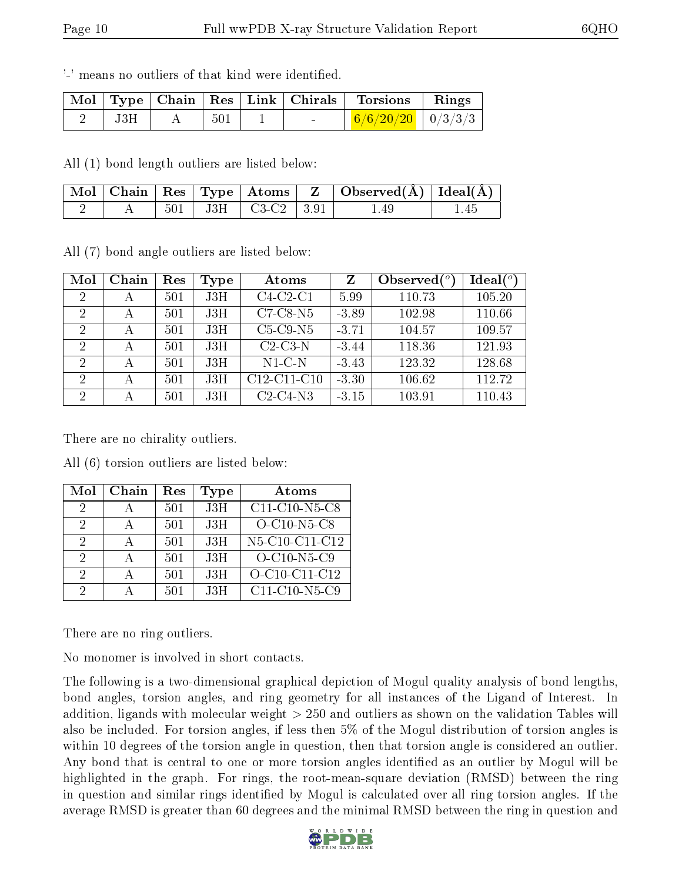'-' means no outliers of that kind were identified.

| Mol | Type | Chain | Res | Link | Chirals | Torsions | Rings |
|---|---|---|---|---|---|---|---|
| 2 | J3H | A | 501 | 1 | - | 6/6/20/20 | 0/3/3/3 |

All (1) bond length outliers are listed below:

| Mol | Chain | Res | Type | Atoms | Z | Observed(Å) | Ideal(Å) |
|---|---|---|---|---|---|---|---|
| 2 | A | 501 | J3H | C3-C2 | 3.91 | 1.49 | 1.45 |

All (7) bond angle outliers are listed below:

| Mol | Chain | Res | Type | Atoms | Z | Observed(°) | Ideal(°) |
|---|---|---|---|---|---|---|---|
| 2 | A | 501 | J3H | C4-C2-C1 | 5.99 | 110.73 | 105.20 |
| 2 | A | 501 | J3H | C7-C8-N5 | -3.89 | 102.98 | 110.66 |
| 2 | A | 501 | J3H | C5-C9-N5 | -3.71 | 104.57 | 109.57 |
| 2 | A | 501 | J3H | C2-C3-N | -3.44 | 118.36 | 121.93 |
| 2 | A | 501 | J3H | N1-C-N | -3.43 | 123.32 | 128.68 |
| 2 | A | 501 | J3H | C12-C11-C10 | -3.30 | 106.62 | 112.72 |
| 2 | A | 501 | J3H | C2-C4-N3 | -3.15 | 103.91 | 110.43 |

There are no chirality outliers.

All (6) torsion outliers are listed below:

| Mol | Chain | Res | Type | Atoms |
|---|---|---|---|---|
| 2 | A | 501 | J3H | C11-C10-N5-C8 |
| 2 | A | 501 | J3H | O-C10-N5-C8 |
| 2 | A | 501 | J3H | N5-C10-C11-C12 |
| 2 | A | 501 | J3H | O-C10-N5-C9 |
| 2 | A | 501 | J3H | O-C10-C11-C12 |
| 2 | A | 501 | J3H | C11-C10-N5-C9 |

There are no ring outliers.

No monomer is involved in short contacts.

The following is a two-dimensional graphical depiction of Mogul quality analysis of bond lengths, bond angles, torsion angles, and ring geometry for all instances of the Ligand of Interest. In addition, ligands with molecular weight > 250 and outliers as shown on the validation Tables will also be included. For torsion angles, if less then 5% of the Mogul distribution of torsion angles is within 10 degrees of the torsion angle in question, then that torsion angle is considered an outlier. Any bond that is central to one or more torsion angles identified as an outlier by Mogul will be highlighted in the graph. For rings, the root-mean-square deviation (RMSD) between the ring in question and similar rings identified by Mogul is calculated over all ring torsion angles. If the average RMSD is greater than 60 degrees and the minimal RMSD between the ring in question and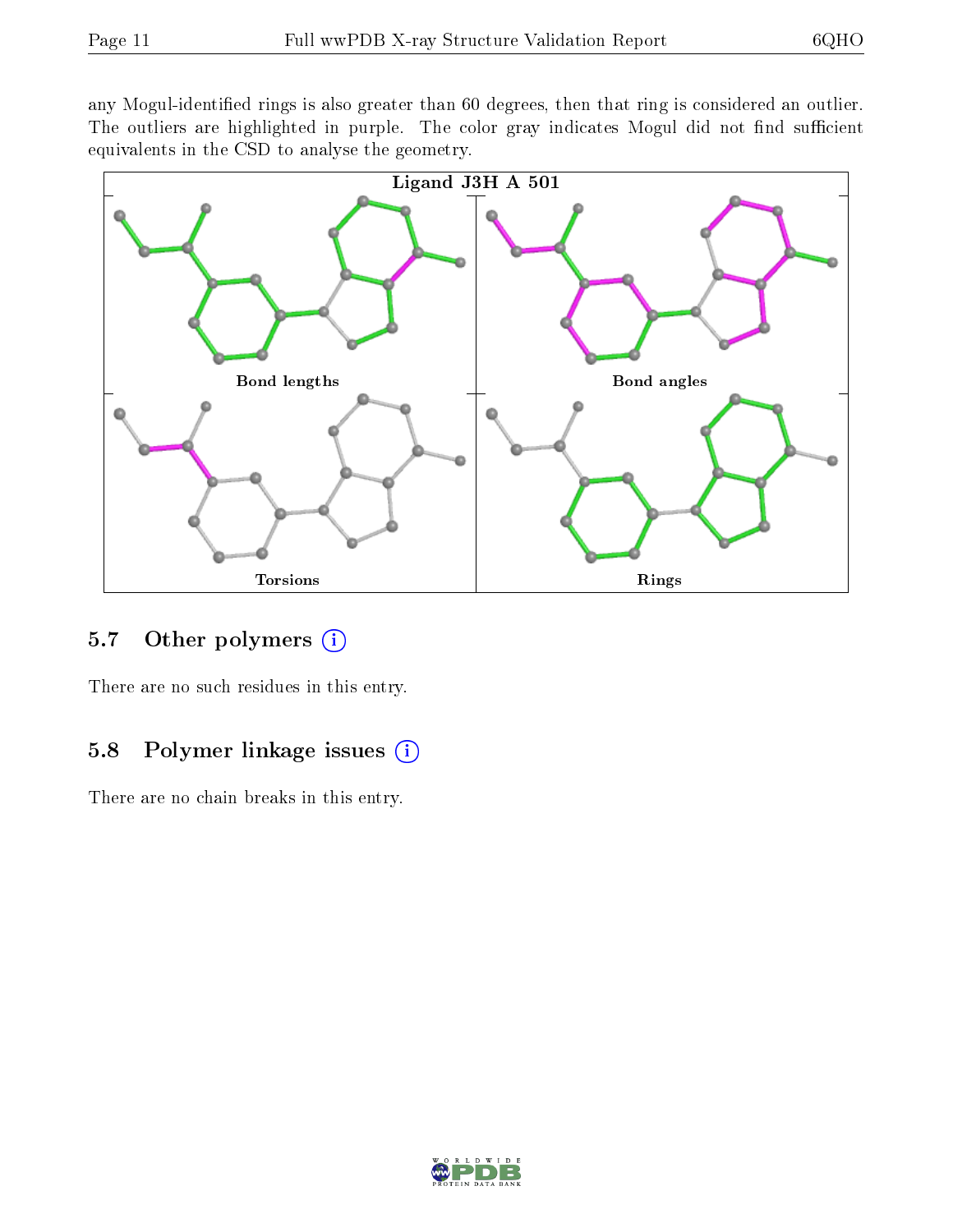any Mogul-identified rings is also greater than 60 degrees, then that ring is considered an outlier. The outliers are highlighted in purple. The color gray indicates Mogul did not find sufficient equivalents in the CSD to analyse the geometry.

**Ligand J3H A 501**

Bond lengths | Bond angles | Torsions | Rings

## 5.7 Other polymers

There are no such residues in this entry.

## 5.8 Polymer linkage issues

There are no chain breaks in this entry.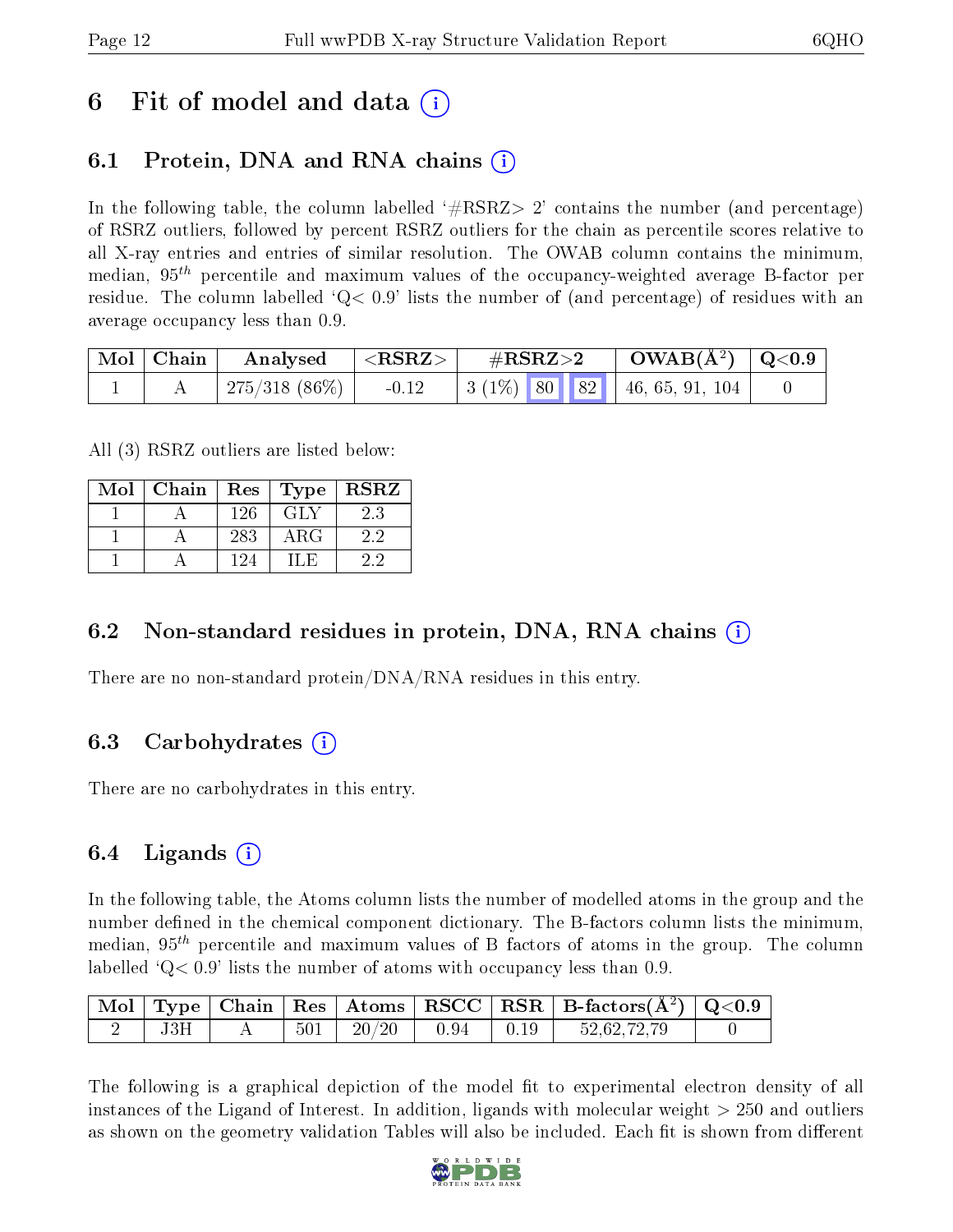# 6 Fit of model and data (i)

## 6.1 Protein, DNA and RNA chains (i)

In the following table, the column labelled '#RSRZ> 2' contains the number (and percentage) of RSRZ outliers, followed by percent RSRZ outliers for the chain as percentile scores relative to all X-ray entries and entries of similar resolution. The OWAB column contains the minimum, median, $95^{th}$ percentile and maximum values of the occupancy-weighted average B-factor per residue. The column labelled 'Q< 0.9' lists the number of (and percentage) of residues with an average occupancy less than 0.9.

| Mol | Chain | Analysed | <RSRZ> | #RSRZ>2 | | | OWAB(Å$^2$) | Q<0.9 |
|---|---|---|---|---|---|---|---|---|
| 1 | A | 275/318 (86%) | -0.12 | 3 (1%) | 80 | 82 | 46, 65, 91, 104 | 0 |

All (3) RSRZ outliers are listed below:

| Mol | Chain | Res | Type | RSRZ |
|---|---|---|---|---|
| 1 | A | 126 | GLY | 2.3 |
| 1 | A | 283 | ARG | 2.2 |
| 1 | A | 124 | ILE | 2.2 |

## 6.2 Non-standard residues in protein, DNA, RNA chains (i)

There are no non-standard protein/DNA/RNA residues in this entry.

## 6.3 Carbohydrates (i)

There are no carbohydrates in this entry.

## 6.4 Ligands (i)

In the following table, the Atoms column lists the number of modelled atoms in the group and the number defined in the chemical component dictionary. The B-factors column lists the minimum, median, $95^{th}$ percentile and maximum values of B factors of atoms in the group. The column labelled 'Q< 0.9' lists the number of atoms with occupancy less than 0.9.

| Mol | Type | Chain | Res | Atoms | RSCC | RSR | B-factors(Å$^2$) | Q<0.9 |
|---|---|---|---|---|---|---|---|---|
| 2 | J3H | A | 501 | 20/20 | 0.94 | 0.19 | 52,62,72,79 | 0 |

The following is a graphical depiction of the model fit to experimental electron density of all instances of the Ligand of Interest. In addition, ligands with molecular weight > 250 and outliers as shown on the geometry validation Tables will also be included. Each fit is shown from different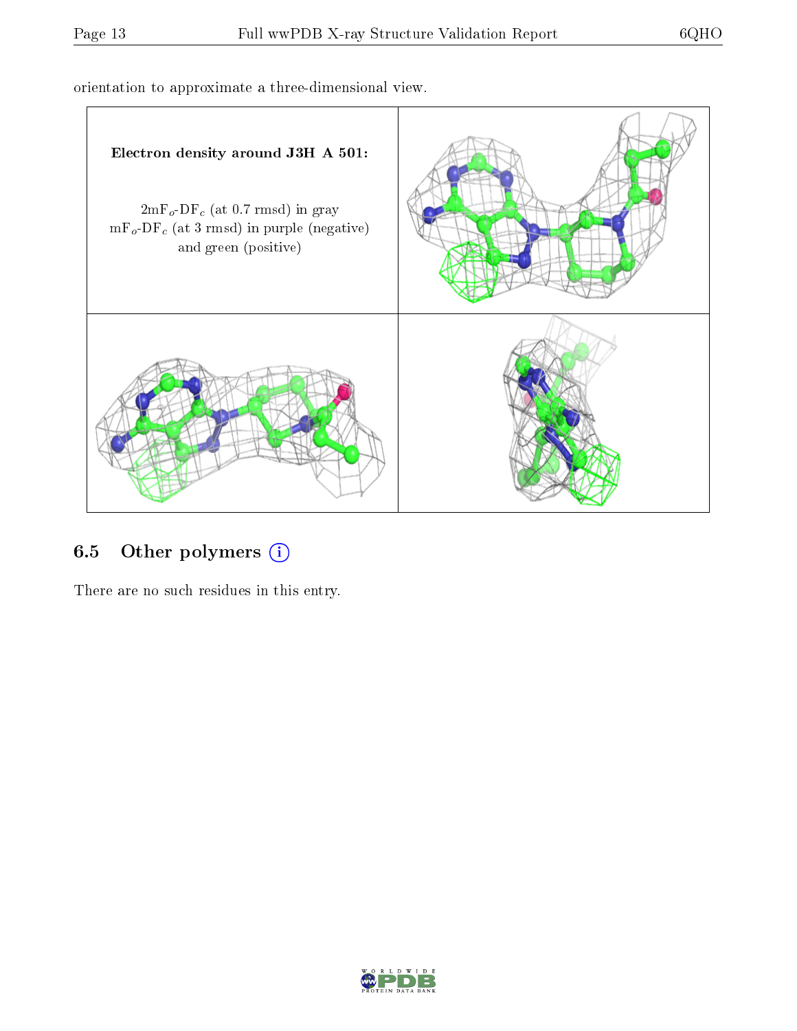orientation to approximate a three-dimensional view.

**Electron density around J3H A 501:**

$2mF_o$-$DF_c$ (at 0.7 rmsd) in gray
$mF_o$-$DF_c$ (at 3 rmsd) in purple (negative)
and green (positive)

## 6.5 Other polymers

There are no such residues in this entry.